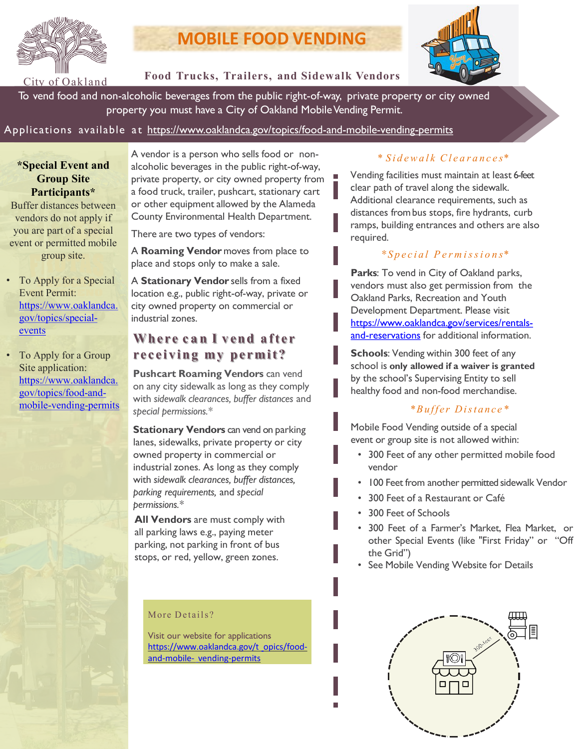City of Oakland

# MOBILE FOOD VENDING

**Food Trucks, Trailers, and Sidewalk Vendors**

To vend food and non-alcoholic beverages from the public right-of-way, private property or city owned property you must have a City of Oakland Mobile Vending Permit.

Applications available at https://www.oaklandca.gov/topics/food-and-mobile-vending-permits

**\*Special Event and Group Site Participants\***

Buffer distances between vendors do not apply if you are part of a special event or permitted mobile group site.

- To Apply for a Special Event Permit: https://www.oaklandca.gov/topics/special-events
- To Apply for a Group Site application: https://www.oaklandca.gov/topics/food-and-mobile-vending-permits

A vendor is a person who sells food or non-alcoholic beverages in the public right-of-way, private property, or city owned property from a food truck, trailer, pushcart, stationary cart or other equipment allowed by the Alameda County Environmental Health Department.

There are two types of vendors:

A **Roaming Vendor** moves from place to place and stops only to make a sale.

A **Stationary Vendor** sells from a fixed location e.g., public right-of-way, private or city owned property on commercial or industrial zones.

## Where can I vend after receiving my permit?

**Pushcart Roaming Vendors** can vend on any city sidewalk as long as they comply with *sidewalk clearances, buffer distances* and *special permissions.\**

**Stationary Vendors** can vend on parking lanes, sidewalks, private property or city owned property in commercial or industrial zones. As long as they comply with *sidewalk clearances, buffer distances, parking requirements,* and *special permissions.\**

**All Vendors** are must comply with all parking laws e.g., paying meter parking, not parking in front of bus stops, or red, yellow, green zones.

More Details?

Visit our website for applications https://www.oaklandca.gov/t_opics/food-and-mobile-_vending-permits

### \*Sidewalk Clearances\*

Vending facilities must maintain at least 6-feet clear path of travel along the sidewalk. Additional clearance requirements, such as distances from bus stops, fire hydrants, curb ramps, building entrances and others are also required.

### \*Special Permissions\*

**Parks**: To vend in City of Oakland parks, vendors must also get permission from the Oakland Parks, Recreation and Youth Development Department. Please visit https://www.oaklandca.gov/services/rentals-and-reservations for additional information.

**Schools**: Vending within 300 feet of any school is **only allowed if a waiver is granted** by the school's Supervising Entity to sell healthy food and non-food merchandise.

### \*Buffer Distance\*

Mobile Food Vending outside of a special event or group site is not allowed within:

- 300 Feet of any other permitted mobile food vendor
- 100 Feet from another permitted sidewalk Vendor
- 300 Feet of a Restaurant or Café
- 300 Feet of Schools
- 300 Feet of a Farmer's Market, Flea Market, or other Special Events (like "First Friday" or "Off the Grid")
- See Mobile Vending Website for Details

300-feet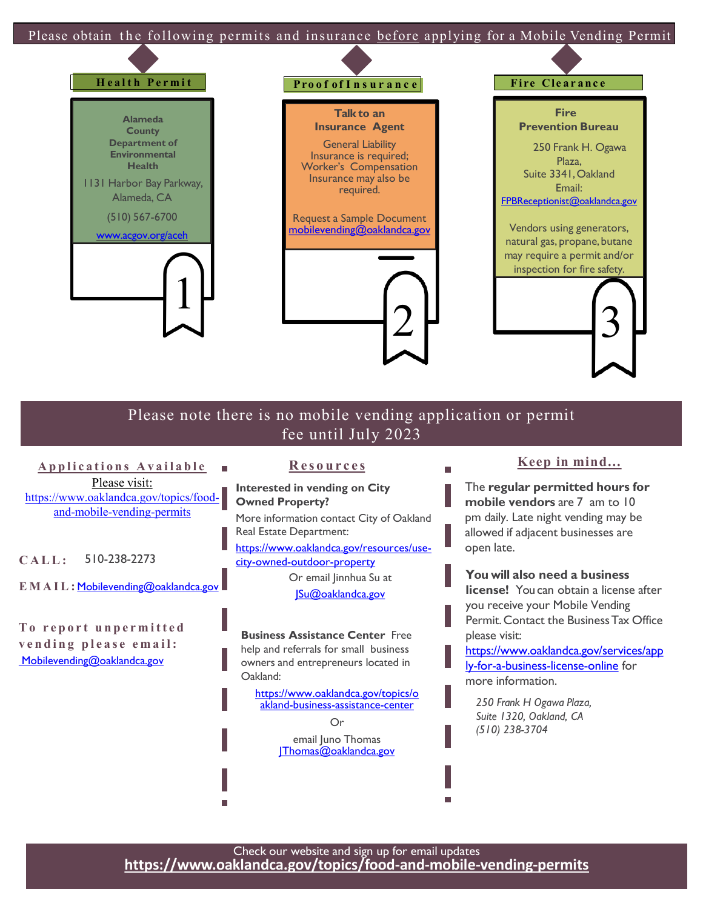Please obtain the following permits and insurance before applying for a Mobile Vending Permit

## Health Permit

**Alameda County Department of Environmental Health**

1131 Harbor Bay Parkway, Alameda, CA

(510) 567-6700

www.acgov.org/aceh

1

## Proof of Insurance

**Talk to an Insurance Agent**

General Liability Insurance is required; Worker's Compensation Insurance may also be required.

Request a Sample Document
mobilevending@oaklandca.gov

2

## Fire Clearance

**Fire Prevention Bureau**

250 Frank H. Ogawa Plaza, Suite 3341, Oakland
Email:
FPBReceptionist@oaklandca.gov

Vendors using generators, natural gas, propane, butane may require a permit and/or inspection for fire safety.

3

---

Please note there is no mobile vending application or permit fee until July 2023

## Applications Available

Please visit:
https://www.oaklandca.gov/topics/food-and-mobile-vending-permits

**CALL:** 510-238-2273

**EMAIL:** Mobilevending@oaklandca.gov

**To report unpermitted vending please email:**
Mobilevending@oaklandca.gov

## Resources

**Interested in vending on City Owned Property?**

More information contact City of Oakland Real Estate Department:
https://www.oaklandca.gov/resources/use-city-owned-outdoor-property

Or email Jinnhua Su at
JSu@oaklandca.gov

**Business Assistance Center** Free help and referrals for small business owners and entrepreneurs located in Oakland:

https://www.oaklandca.gov/topics/oakland-business-assistance-center

Or

email Juno Thomas
JThomas@oaklandca.gov

## Keep in mind...

The **regular permitted hours for mobile vendors** are 7 am to 10 pm daily. Late night vending may be allowed if adjacent businesses are open late.

**You will also need a business license!** You can obtain a license after you receive your Mobile Vending Permit. Contact the Business Tax Office please visit:
https://www.oaklandca.gov/services/apply-for-a-business-license-online for more information.

*250 Frank H Ogawa Plaza,*
*Suite 1320, Oakland, CA*
*(510) 238-3704*

---

Check our website and sign up for email updates
**https://www.oaklandca.gov/topics/food-and-mobile-vending-permits**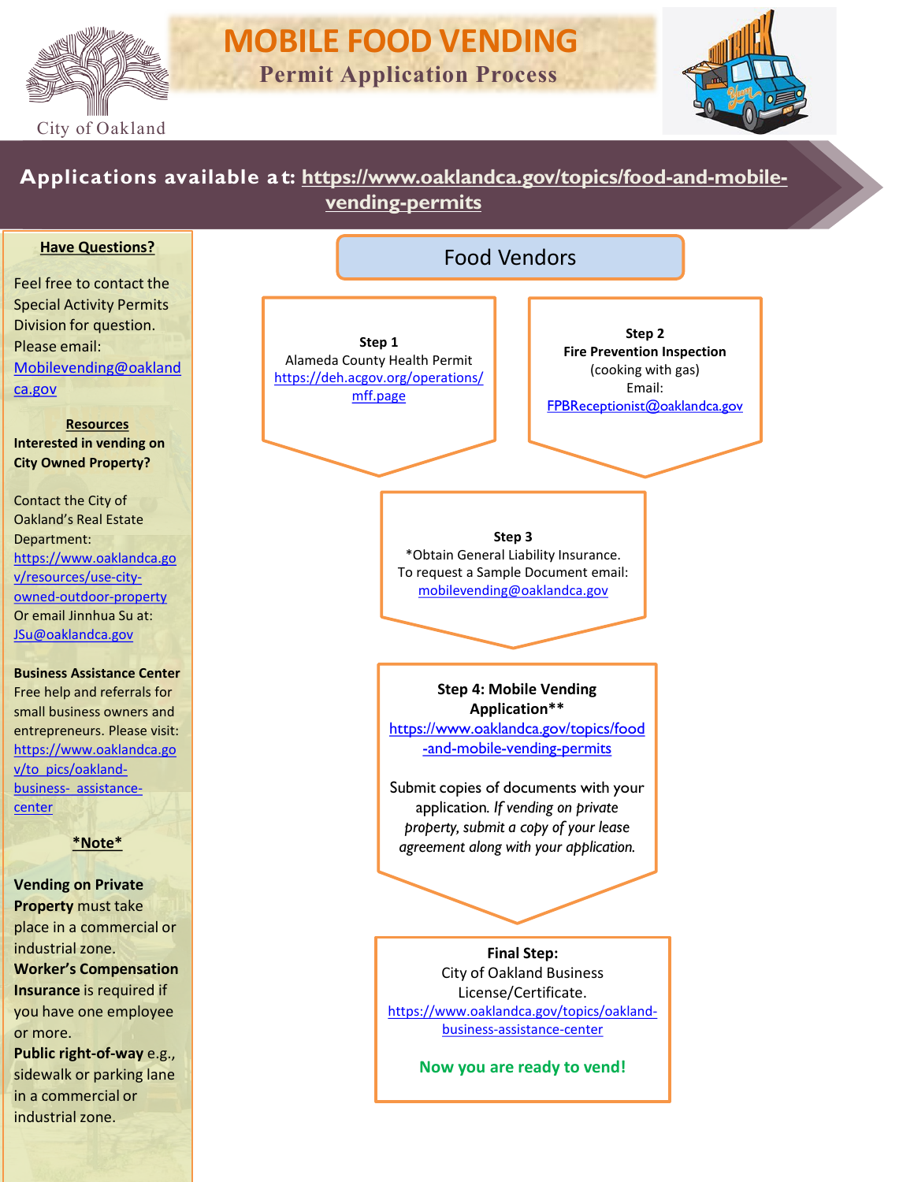City of Oakland

# MOBILE FOOD VENDING

## Permit Application Process

**Applications available at: https://www.oaklandca.gov/topics/food-and-mobile-vending-permits**

### Food Vendors

**Step 1**
Alameda County Health Permit
https://deh.acgov.org/operations/mff.page

**Step 2**
**Fire Prevention Inspection**
(cooking with gas)
Email:
FPBReceptionist@oaklandca.gov

**Step 3**
*Obtain General Liability Insurance.
To request a Sample Document email:
mobilevending@oaklandca.gov

**Step 4: Mobile Vending Application****
https://www.oaklandca.gov/topics/food-and-mobile-vending-permits

Submit copies of documents with your application. *If vending on private property, submit a copy of your lease agreement along with your application.*

**Final Step:**
City of Oakland Business License/Certificate.
https://www.oaklandca.gov/topics/oakland-business-assistance-center

**Now you are ready to vend!**

---

**Have Questions?**

Feel free to contact the Special Activity Permits Division for question. Please email: Mobilevending@oaklandca.gov

**Resources**

**Interested in vending on City Owned Property?**

Contact the City of Oakland's Real Estate Department: https://www.oaklandca.gov/resources/use-city-owned-outdoor-property
Or email Jinnhua Su at: JSu@oaklandca.gov

**Business Assistance Center**
Free help and referrals for small business owners and entrepreneurs. Please visit: https://www.oaklandca.gov/to pics/oakland-business- assistance-center

***Note***

**Vending on Private Property** must take place in a commercial or industrial zone.
**Worker's Compensation Insurance** is required if you have one employee or more.
**Public right-of-way** e.g., sidewalk or parking lane in a commercial or industrial zone.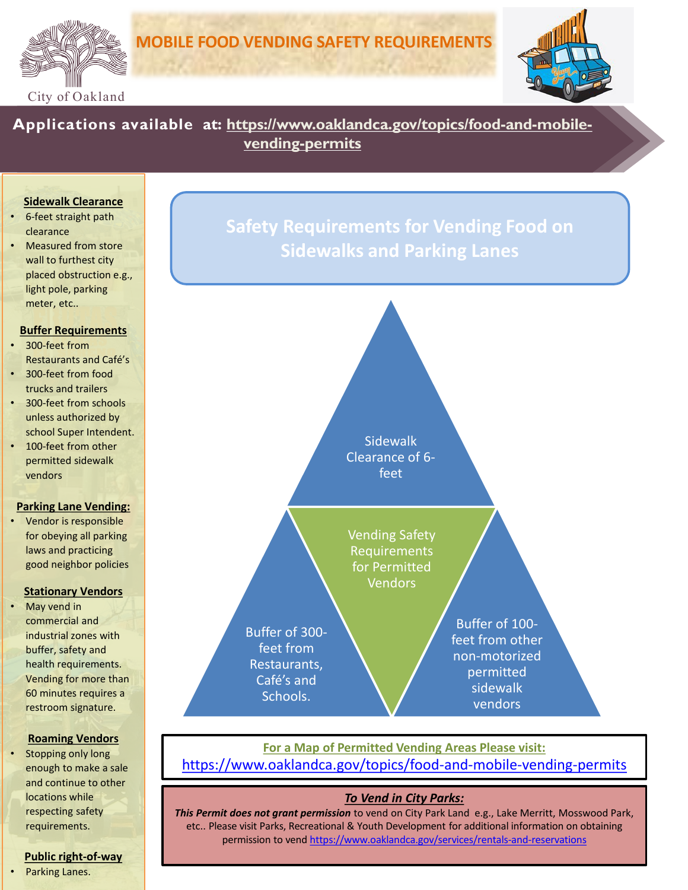City of Oakland

# MOBILE FOOD VENDING SAFETY REQUIREMENTS

**Applications available at: https://www.oaklandca.gov/topics/food-and-mobile-vending-permits**

## Sidewalk Clearance

- 6-feet straight path clearance
- Measured from store wall to furthest city placed obstruction e.g., light pole, parking meter, etc..

## Buffer Requirements

- 300-feet from Restaurants and Café's
- 300-feet from food trucks and trailers
- 300-feet from schools unless authorized by school Super Intendent.
- 100-feet from other permitted sidewalk vendors

## Parking Lane Vending:

- Vendor is responsible for obeying all parking laws and practicing good neighbor policies

## Stationary Vendors

- May vend in commercial and industrial zones with buffer, safety and health requirements. Vending for more than 60 minutes requires a restroom signature.

## Roaming Vendors

- Stopping only long enough to make a sale and continue to other locations while respecting safety requirements.

## Public right-of-way

- Parking Lanes.

## Safety Requirements for Vending Food on Sidewalks and Parking Lanes

Sidewalk Clearance of 6-feet

Vending Safety Requirements for Permitted Vendors

Buffer of 300-feet from Restaurants, Café's and Schools.

Buffer of 100-feet from other non-motorized permitted sidewalk vendors

**For a Map of Permitted Vending Areas Please visit:**
https://www.oaklandca.gov/topics/food-and-mobile-vending-permits

***To Vend in City Parks:***

***This Permit does not grant permission*** to vend on City Park Land e.g., Lake Merritt, Mosswood Park, etc.. Please visit Parks, Recreational & Youth Development for additional information on obtaining permission to vend https://www.oaklandca.gov/services/rentals-and-reservations